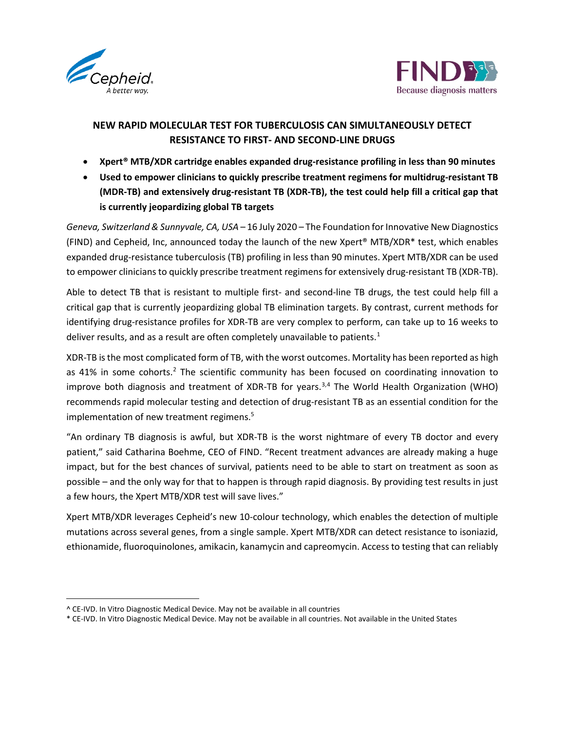# NEW RAPID MOLECULAR TEST FOR TUBERCULOSIS CAN SIMULTANEOUSLY DETECT RESISTANCE TO FIRST- AND SECOND-LINE DRUGS

- **Xpert® MTB/XDR cartridge enables expanded drug-resistance profiling in less than 90 minutes**
- **Used to empower clinicians to quickly prescribe treatment regimens for multidrug-resistant TB (MDR-TB) and extensively drug-resistant TB (XDR-TB), the test could help fill a critical gap that is currently jeopardizing global TB targets**

*Geneva, Switzerland & Sunnyvale, CA, USA* – 16 July 2020 – The Foundation for Innovative New Diagnostics (FIND) and Cepheid, Inc, announced today the launch of the new Xpert® MTB/XDR* test, which enables expanded drug-resistance tuberculosis (TB) profiling in less than 90 minutes. Xpert MTB/XDR can be used to empower clinicians to quickly prescribe treatment regimens for extensively drug-resistant TB (XDR-TB).

Able to detect TB that is resistant to multiple first- and second-line TB drugs, the test could help fill a critical gap that is currently jeopardizing global TB elimination targets. By contrast, current methods for identifying drug-resistance profiles for XDR-TB are very complex to perform, can take up to 16 weeks to deliver results, and as a result are often completely unavailable to patients.[1]

XDR-TB is the most complicated form of TB, with the worst outcomes. Mortality has been reported as high as 41% in some cohorts.[2] The scientific community has been focused on coordinating innovation to improve both diagnosis and treatment of XDR-TB for years.[3,4] The World Health Organization (WHO) recommends rapid molecular testing and detection of drug-resistant TB as an essential condition for the implementation of new treatment regimens.[5]

"An ordinary TB diagnosis is awful, but XDR-TB is the worst nightmare of every TB doctor and every patient," said Catharina Boehme, CEO of FIND. "Recent treatment advances are already making a huge impact, but for the best chances of survival, patients need to be able to start on treatment as soon as possible – and the only way for that to happen is through rapid diagnosis. By providing test results in just a few hours, the Xpert MTB/XDR test will save lives."

Xpert MTB/XDR leverages Cepheid's new 10-colour technology, which enables the detection of multiple mutations across several genes, from a single sample. Xpert MTB/XDR can detect resistance to isoniazid, ethionamide, fluoroquinolones, amikacin, kanamycin and capreomycin. Access to testing that can reliably

---

^ CE-IVD. In Vitro Diagnostic Medical Device. May not be available in all countries

* CE-IVD. In Vitro Diagnostic Medical Device. May not be available in all countries. Not available in the United States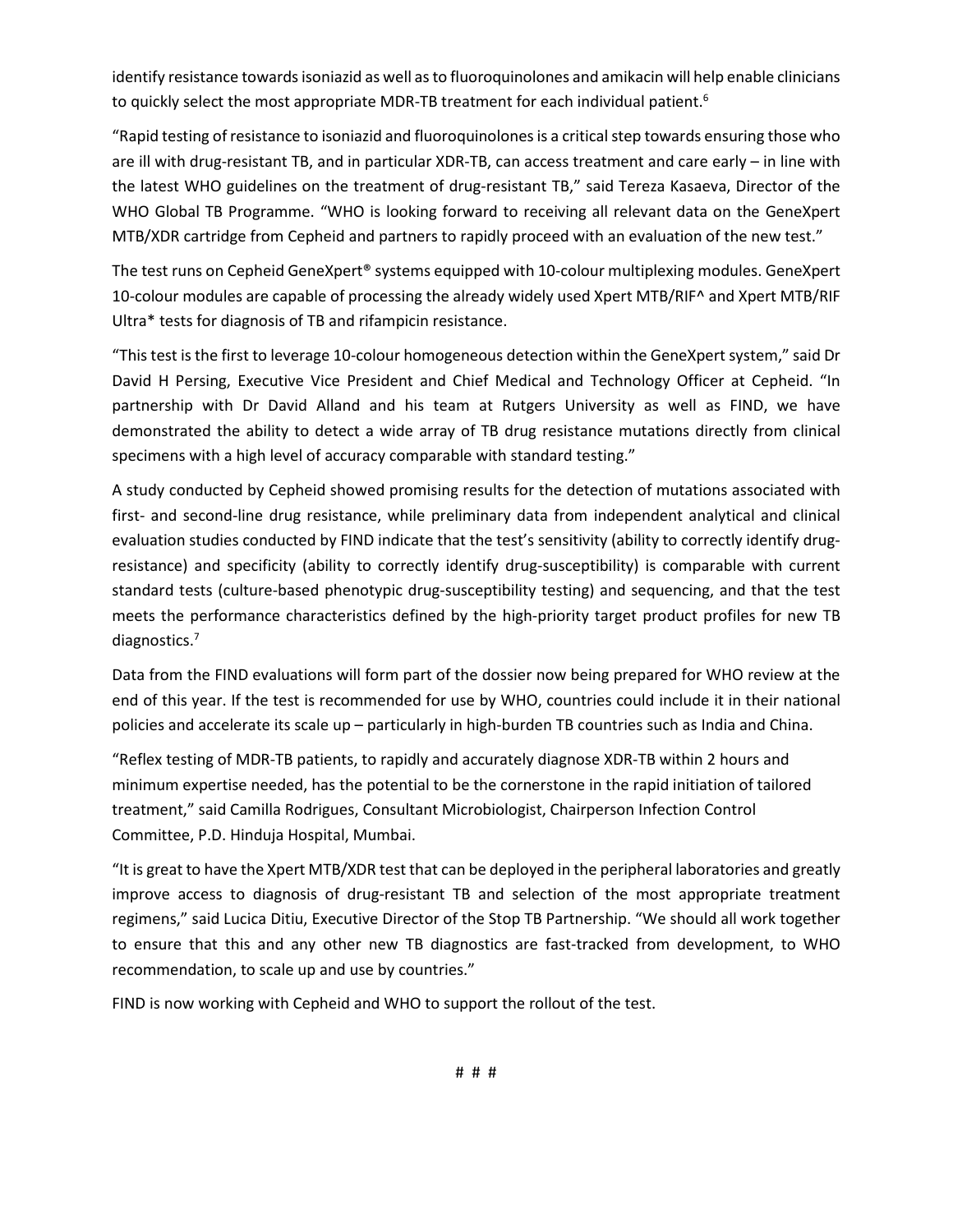identify resistance towards isoniazid as well as to fluoroquinolones and amikacin will help enable clinicians to quickly select the most appropriate MDR-TB treatment for each individual patient.[6]

"Rapid testing of resistance to isoniazid and fluoroquinolones is a critical step towards ensuring those who are ill with drug-resistant TB, and in particular XDR-TB, can access treatment and care early – in line with the latest WHO guidelines on the treatment of drug-resistant TB," said Tereza Kasaeva, Director of the WHO Global TB Programme. "WHO is looking forward to receiving all relevant data on the GeneXpert MTB/XDR cartridge from Cepheid and partners to rapidly proceed with an evaluation of the new test."

The test runs on Cepheid GeneXpert® systems equipped with 10-colour multiplexing modules. GeneXpert 10-colour modules are capable of processing the already widely used Xpert MTB/RIF^ and Xpert MTB/RIF Ultra* tests for diagnosis of TB and rifampicin resistance.

"This test is the first to leverage 10-colour homogeneous detection within the GeneXpert system," said Dr David H Persing, Executive Vice President and Chief Medical and Technology Officer at Cepheid. "In partnership with Dr David Alland and his team at Rutgers University as well as FIND, we have demonstrated the ability to detect a wide array of TB drug resistance mutations directly from clinical specimens with a high level of accuracy comparable with standard testing."

A study conducted by Cepheid showed promising results for the detection of mutations associated with first- and second-line drug resistance, while preliminary data from independent analytical and clinical evaluation studies conducted by FIND indicate that the test's sensitivity (ability to correctly identify drug-resistance) and specificity (ability to correctly identify drug-susceptibility) is comparable with current standard tests (culture-based phenotypic drug-susceptibility testing) and sequencing, and that the test meets the performance characteristics defined by the high-priority target product profiles for new TB diagnostics.[7]

Data from the FIND evaluations will form part of the dossier now being prepared for WHO review at the end of this year. If the test is recommended for use by WHO, countries could include it in their national policies and accelerate its scale up – particularly in high-burden TB countries such as India and China.

"Reflex testing of MDR-TB patients, to rapidly and accurately diagnose XDR-TB within 2 hours and minimum expertise needed, has the potential to be the cornerstone in the rapid initiation of tailored treatment," said Camilla Rodrigues, Consultant Microbiologist, Chairperson Infection Control Committee, P.D. Hinduja Hospital, Mumbai.

"It is great to have the Xpert MTB/XDR test that can be deployed in the peripheral laboratories and greatly improve access to diagnosis of drug-resistant TB and selection of the most appropriate treatment regimens," said Lucica Ditiu, Executive Director of the Stop TB Partnership. "We should all work together to ensure that this and any other new TB diagnostics are fast-tracked from development, to WHO recommendation, to scale up and use by countries."

FIND is now working with Cepheid and WHO to support the rollout of the test.

# # #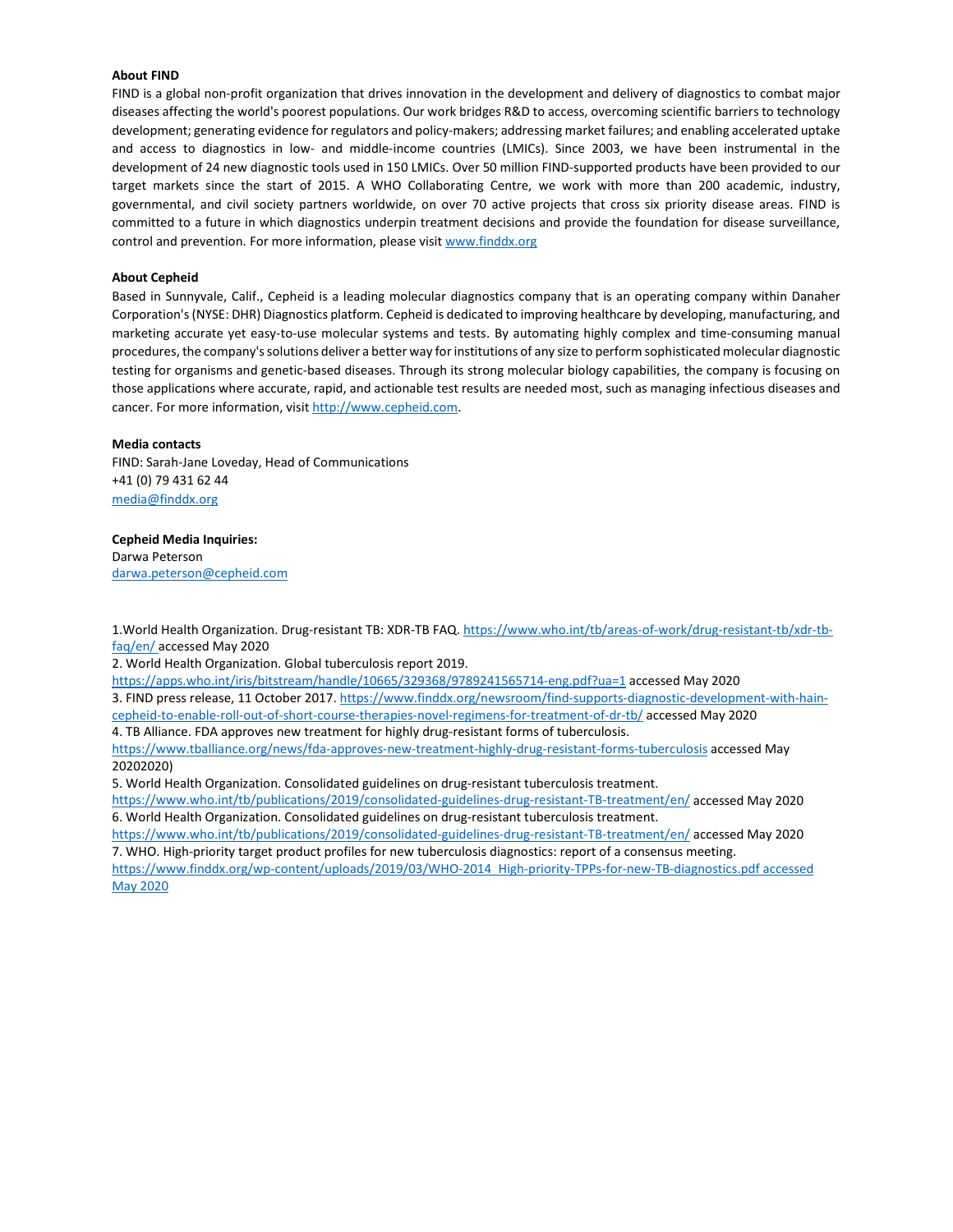**About FIND**

FIND is a global non-profit organization that drives innovation in the development and delivery of diagnostics to combat major diseases affecting the world's poorest populations. Our work bridges R&D to access, overcoming scientific barriers to technology development; generating evidence for regulators and policy-makers; addressing market failures; and enabling accelerated uptake and access to diagnostics in low- and middle-income countries (LMICs). Since 2003, we have been instrumental in the development of 24 new diagnostic tools used in 150 LMICs. Over 50 million FIND-supported products have been provided to our target markets since the start of 2015. A WHO Collaborating Centre, we work with more than 200 academic, industry, governmental, and civil society partners worldwide, on over 70 active projects that cross six priority disease areas. FIND is committed to a future in which diagnostics underpin treatment decisions and provide the foundation for disease surveillance, control and prevention. For more information, please visit [www.finddx.org](www.finddx.org)

**About Cepheid**

Based in Sunnyvale, Calif., Cepheid is a leading molecular diagnostics company that is an operating company within Danaher Corporation's (NYSE: DHR) Diagnostics platform. Cepheid is dedicated to improving healthcare by developing, manufacturing, and marketing accurate yet easy-to-use molecular systems and tests. By automating highly complex and time-consuming manual procedures, the company's solutions deliver a better way for institutions of any size to perform sophisticated molecular diagnostic testing for organisms and genetic-based diseases. Through its strong molecular biology capabilities, the company is focusing on those applications where accurate, rapid, and actionable test results are needed most, such as managing infectious diseases and cancer. For more information, visit [http://www.cepheid.com](http://www.cepheid.com).

**Media contacts**

FIND: Sarah-Jane Loveday, Head of Communications
+41 (0) 79 431 62 44
media@finddx.org

**Cepheid Media Inquiries:**

Darwa Peterson
darwa.peterson@cepheid.com

1. World Health Organization. Drug-resistant TB: XDR-TB FAQ. https://www.who.int/tb/areas-of-work/drug-resistant-tb/xdr-tb-faq/en/ accessed May 2020
2. World Health Organization. Global tuberculosis report 2019. https://apps.who.int/iris/bitstream/handle/10665/329368/9789241565714-eng.pdf?ua=1 accessed May 2020
3. FIND press release, 11 October 2017. https://www.finddx.org/newsroom/find-supports-diagnostic-development-with-hain-cepheid-to-enable-roll-out-of-short-course-therapies-novel-regimens-for-treatment-of-dr-tb/ accessed May 2020
4. TB Alliance. FDA approves new treatment for highly drug-resistant forms of tuberculosis. https://www.tballiance.org/news/fda-approves-new-treatment-highly-drug-resistant-forms-tuberculosis accessed May 20202020)
5. World Health Organization. Consolidated guidelines on drug-resistant tuberculosis treatment. https://www.who.int/tb/publications/2019/consolidated-guidelines-drug-resistant-TB-treatment/en/ accessed May 2020
6. World Health Organization. Consolidated guidelines on drug-resistant tuberculosis treatment. https://www.who.int/tb/publications/2019/consolidated-guidelines-drug-resistant-TB-treatment/en/ accessed May 2020
7. WHO. High-priority target product profiles for new tuberculosis diagnostics: report of a consensus meeting. https://www.finddx.org/wp-content/uploads/2019/03/WHO-2014_High-priority-TPPs-for-new-TB-diagnostics.pdf accessed May 2020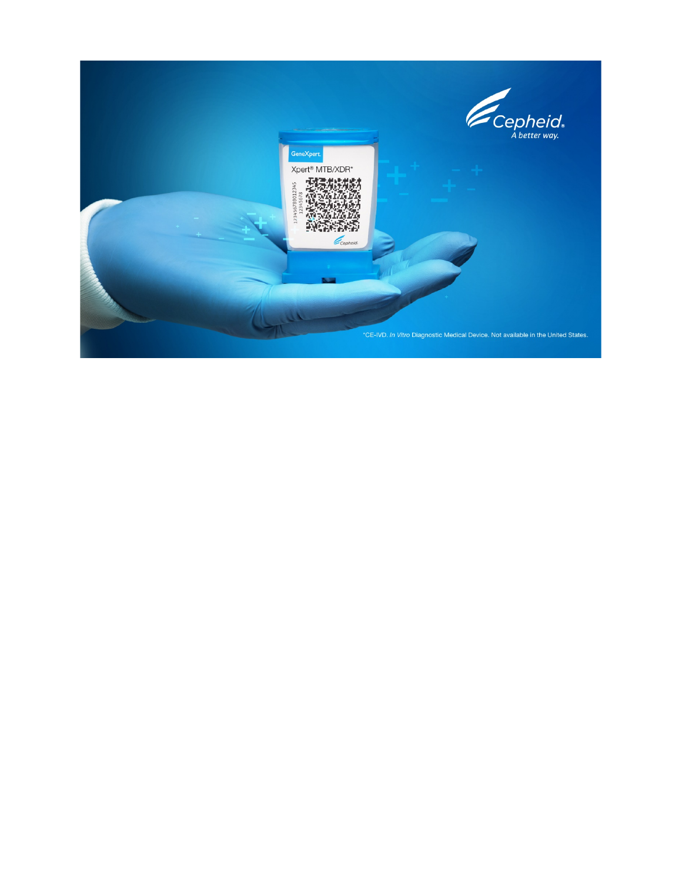Cephead®
A better way.

GeneXpert
Xpert® MTB/XDR*

*CE-IVD. *In Vitro* Diagnostic Medical Device. Not available in the United States.